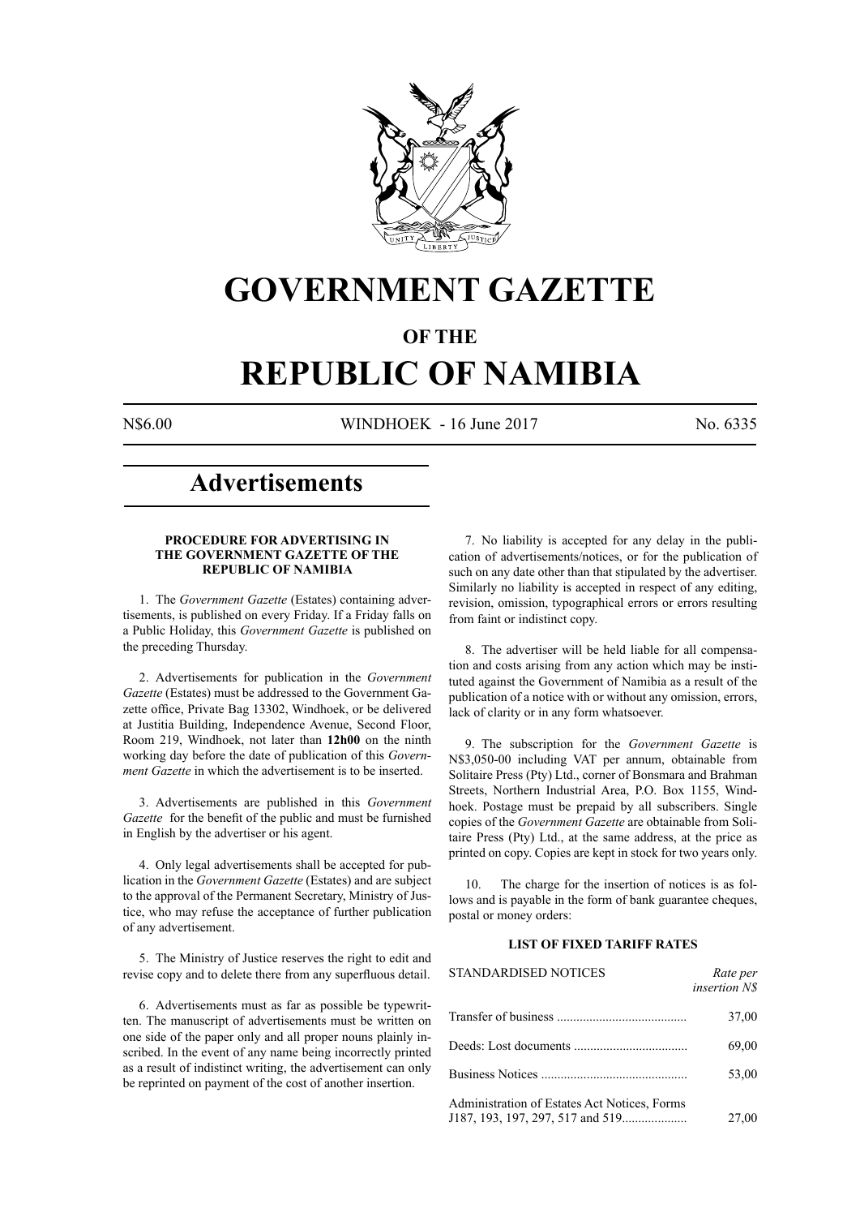# GOVERNMENT GAZETTE

## OF THE

# REPUBLIC OF NAMIBIA

N$6.00 WINDHOEK - 16 June 2017 No. 6335

## Advertisements

### PROCEDURE FOR ADVERTISING IN THE GOVERNMENT GAZETTE OF THE REPUBLIC OF NAMIBIA

1. The *Government Gazette* (Estates) containing advertisements, is published on every Friday. If a Friday falls on a Public Holiday, this *Government Gazette* is published on the preceding Thursday.

2. Advertisements for publication in the *Government Gazette* (Estates) must be addressed to the Government Gazette office, Private Bag 13302, Windhoek, or be delivered at Justitia Building, Independence Avenue, Second Floor, Room 219, Windhoek, not later than **12h00** on the ninth working day before the date of publication of this *Government Gazette* in which the advertisement is to be inserted.

3. Advertisements are published in this *Government Gazette* for the benefit of the public and must be furnished in English by the advertiser or his agent.

4. Only legal advertisements shall be accepted for publication in the *Government Gazette* (Estates) and are subject to the approval of the Permanent Secretary, Ministry of Justice, who may refuse the acceptance of further publication of any advertisement.

5. The Ministry of Justice reserves the right to edit and revise copy and to delete there from any superfluous detail.

6. Advertisements must as far as possible be typewritten. The manuscript of advertisements must be written on one side of the paper only and all proper nouns plainly inscribed. In the event of any name being incorrectly printed as a result of indistinct writing, the advertisement can only be reprinted on payment of the cost of another insertion.

7. No liability is accepted for any delay in the publication of advertisements/notices, or for the publication of such on any date other than that stipulated by the advertiser. Similarly no liability is accepted in respect of any editing, revision, omission, typographical errors or errors resulting from faint or indistinct copy.

8. The advertiser will be held liable for all compensation and costs arising from any action which may be instituted against the Government of Namibia as a result of the publication of a notice with or without any omission, errors, lack of clarity or in any form whatsoever.

9. The subscription for the *Government Gazette* is N$3,050-00 including VAT per annum, obtainable from Solitaire Press (Pty) Ltd., corner of Bonsmara and Brahman Streets, Northern Industrial Area, P.O. Box 1155, Windhoek. Postage must be prepaid by all subscribers. Single copies of the *Government Gazette* are obtainable from Solitaire Press (Pty) Ltd., at the same address, at the price as printed on copy. Copies are kept in stock for two years only.

10. The charge for the insertion of notices is as follows and is payable in the form of bank guarantee cheques, postal or money orders:

### LIST OF FIXED TARIFF RATES

| STANDARDISED NOTICES | *Rate per insertion N$* |
|---|---|
| Transfer of business | 37,00 |
| Deeds: Lost documents | 69,00 |
| Business Notices | 53,00 |
| Administration of Estates Act Notices, Forms J187, 193, 197, 297, 517 and 519 | 27,00 |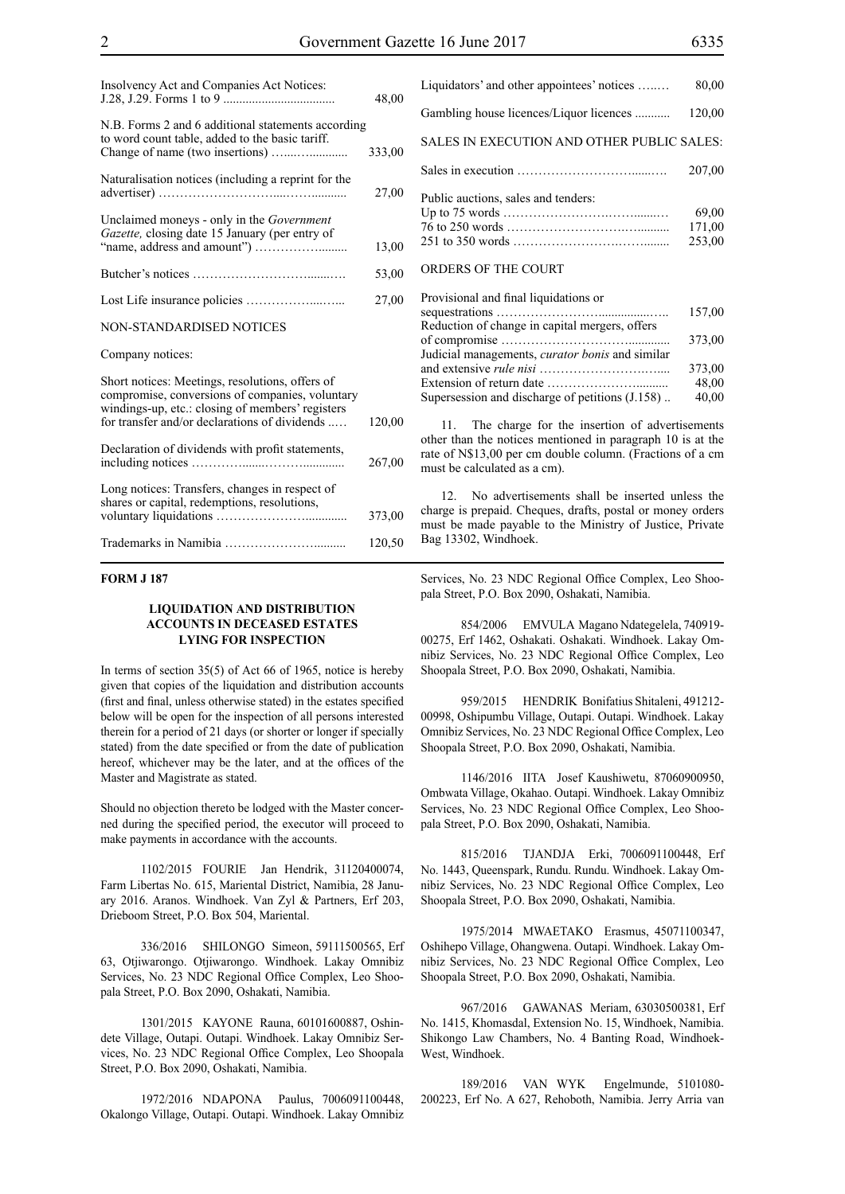| | |
|---|---|
| Insolvency Act and Companies Act Notices: J.28, J.29. Forms 1 to 9 | 48,00 |
| N.B. Forms 2 and 6 additional statements according to word count table, added to the basic tariff. | |
| Change of name (two insertions) | 333,00 |
| Naturalisation notices (including a reprint for the advertiser) | 27,00 |
| Unclaimed moneys - only in the *Government Gazette,* closing date 15 January (per entry of "name, address and amount") | 13,00 |
| Butcher's notices | 53,00 |
| Lost Life insurance policies | 27,00 |
| NON-STANDARDISED NOTICES | |
| Company notices: | |
| Short notices: Meetings, resolutions, offers of compromise, conversions of companies, voluntary windings-up, etc.: closing of members' registers for transfer and/or declarations of dividends | 120,00 |
| Declaration of dividends with profit statements, including notices | 267,00 |
| Long notices: Transfers, changes in respect of shares or capital, redemptions, resolutions, voluntary liquidations | 373,00 |
| Trademarks in Namibia | 120,50 |
| Liquidators' and other appointees' notices | 80,00 |
| Gambling house licences/Liquor licences | 120,00 |
| SALES IN EXECUTION AND OTHER PUBLIC SALES: | |
| Sales in execution | 207,00 |
| Public auctions, sales and tenders: | |
| Up to 75 words | 69,00 |
| 76 to 250 words | 171,00 |
| 251 to 350 words | 253,00 |
| ORDERS OF THE COURT | |
| Provisional and final liquidations or sequestrations | 157,00 |
| Reduction of change in capital mergers, offers of compromise | 373,00 |
| Judicial managements, *curator bonis* and similar and extensive *rule nisi* | 373,00 |
| Extension of return date | 48,00 |
| Supersession and discharge of petitions (J.158) | 40,00 |

11. The charge for the insertion of advertisements other than the notices mentioned in paragraph 10 is at the rate of N$13,00 per cm double column. (Fractions of a cm must be calculated as a cm).

12. No advertisements shall be inserted unless the charge is prepaid. Cheques, drafts, postal or money orders must be made payable to the Ministry of Justice, Private Bag 13302, Windhoek.

**FORM J 187**

**LIQUIDATION AND DISTRIBUTION ACCOUNTS IN DECEASED ESTATES LYING FOR INSPECTION**

In terms of section 35(5) of Act 66 of 1965, notice is hereby given that copies of the liquidation and distribution accounts (first and final, unless otherwise stated) in the estates specified below will be open for the inspection of all persons interested therein for a period of 21 days (or shorter or longer if specially stated) from the date specified or from the date of publication hereof, whichever may be the later, and at the offices of the Master and Magistrate as stated.

Should no objection thereto be lodged with the Master concerned during the specified period, the executor will proceed to make payments in accordance with the accounts.

1102/2015 FOURIE Jan Hendrik, 31120400074, Farm Libertas No. 615, Mariental District, Namibia, 28 January 2016. Aranos. Windhoek. Van Zyl & Partners, Erf 203, Drieboom Street, P.O. Box 504, Mariental.

336/2016 SHILONGO Simeon, 59111500565, Erf 63, Otjiwarongo. Otjiwarongo. Windhoek. Lakay Omnibiz Services, No. 23 NDC Regional Office Complex, Leo Shoopala Street, P.O. Box 2090, Oshakati, Namibia.

1301/2015 KAYONE Rauna, 60101600887, Oshindete Village, Outapi. Outapi. Windhoek. Lakay Omnibiz Services, No. 23 NDC Regional Office Complex, Leo Shoopala Street, P.O. Box 2090, Oshakati, Namibia.

1972/2016 NDAPONA Paulus, 7006091100448, Okalongo Village, Outapi. Outapi. Windhoek. Lakay Omnibiz Services, No. 23 NDC Regional Office Complex, Leo Shoopala Street, P.O. Box 2090, Oshakati, Namibia.

854/2006 EMVULA Magano Ndategelela, 740919-00275, Erf 1462, Oshakati. Oshakati. Windhoek. Lakay Omnibiz Services, No. 23 NDC Regional Office Complex, Leo Shoopala Street, P.O. Box 2090, Oshakati, Namibia.

959/2015 HENDRIK Bonifatius Shitaleni, 491212-00998, Oshipumbu Village, Outapi. Outapi. Windhoek. Lakay Omnibiz Services, No. 23 NDC Regional Office Complex, Leo Shoopala Street, P.O. Box 2090, Oshakati, Namibia.

1146/2016 IITA Josef Kaushiwetu, 87060900950, Ombwata Village, Okahao. Outapi. Windhoek. Lakay Omnibiz Services, No. 23 NDC Regional Office Complex, Leo Shoopala Street, P.O. Box 2090, Oshakati, Namibia.

815/2016 TJANDJA Erki, 7006091100448, Erf No. 1443, Queenspark, Rundu. Rundu. Windhoek. Lakay Omnibiz Services, No. 23 NDC Regional Office Complex, Leo Shoopala Street, P.O. Box 2090, Oshakati, Namibia.

1975/2014 MWAETAKO Erasmus, 45071100347, Oshihepo Village, Ohangwena. Outapi. Windhoek. Lakay Omnibiz Services, No. 23 NDC Regional Office Complex, Leo Shoopala Street, P.O. Box 2090, Oshakati, Namibia.

967/2016 GAWANAS Meriam, 63030500381, Erf No. 1415, Khomasdal, Extension No. 15, Windhoek, Namibia. Shikongo Law Chambers, No. 4 Banting Road, Windhoek-West, Windhoek.

189/2016 VAN WYK Engelmunde, 5101080-200223, Erf No. A 627, Rehoboth, Namibia. Jerry Arria van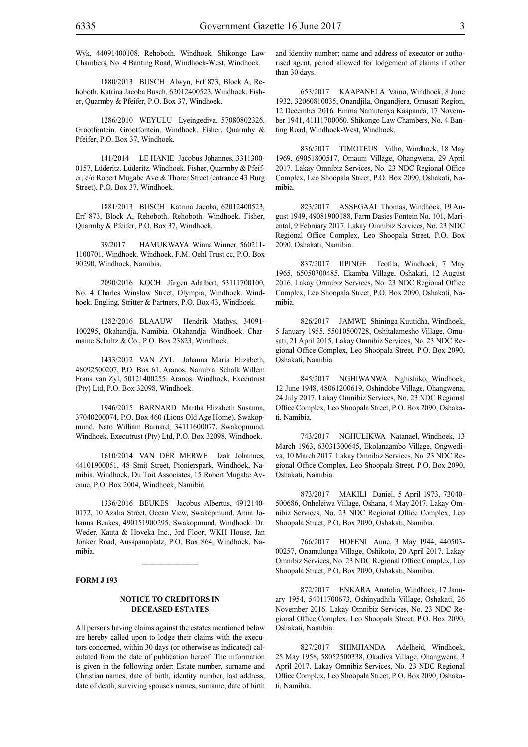Wyk, 44091400108. Rehoboth. Windhoek. Shikongo Law Chambers, No. 4 Banting Road, Windhoek-West, Windhoek.

1880/2013 BUSCH Alwyn, Erf 873, Block A, Rehoboth. Katrina Jacoba Busch, 62012400523. Windhoek. Fisher, Quarmby & Pfeifer, P.O. Box 37, Windhoek.

1286/2010 WEYULU Lyeingediva, 57080802326, Grootfontein. Grootfontein. Windhoek. Fisher, Quarmby & Pfeifer, P.O. Box 37, Windhoek.

141/2014 LE HANIE Jacobus Johannes, 3311300-0157, Lüderitz. Lüderitz. Windhoek. Fisher, Quarmby & Pfeifer, c/o Robert Mugabe Ave & Thorer Street (entrance 43 Burg Street), P.O. Box 37, Windhoek.

1881/2013 BUSCH Katrina Jacoba, 62012400523, Erf 873, Block A, Rehoboth. Rehoboth. Windhoek. Fisher, Quarmby & Pfeifer, P.O. Box 37, Windhoek.

39/2017 HAMUKWAYA Winna Winner, 560211-1100701, Windhoek. Windhoek. F.M. Oehl Trust cc, P.O. Box 90290, Windhoek, Namibia.

2090/2016 KOCH Jürgen Adalbert, 53111700100, No. 4 Charles Winslow Street, Olympia, Windhoek. Windhoek. Engling, Stritter & Partners, P.O. Box 43, Windhoek.

1282/2016 BLAAUW Hendrik Mathys, 34091-100295, Okahandja, Namibia. Okahandja. Windhoek. Charmaine Schultz & Co., P.O. Box 23823, Windhoek.

1433/2012 VAN ZYL Johanna Maria Elizabeth, 48092500207, P.O. Box 61, Aranos, Namibia. Schalk Willem Frans van Zyl, 50121400255. Aranos. Windhoek. Executrust (Pty) Ltd, P.O. Box 32098, Windhoek.

1946/2015 BARNARD Martha Elizabeth Susanna, 37040200074, P.O. Box 460 (Lions Old Age Home), Swakopmund. Nato William Barnard, 34111600077. Swakopmund. Windhoek. Executrust (Pty) Ltd, P.O. Box 32098, Windhoek.

1610/2014 VAN DER MERWE Izak Johannes, 44101900051, 48 Smit Street, Pionierspark, Windhoek, Namibia. Windhoek. Du Toit Associates, 15 Robert Mugabe Avenue, P.O. Box 2004, Windhoek, Namibia.

1336/2016 BEUKES Jacobus Albertus, 4912140-0172, 10 Azalia Street, Ocean View, Swakopmund. Anna Johanna Beukes, 490151900295. Swakopmund. Windhoek. Dr. Weder, Kauta & Hoveka Inc., 3rd Floor, WKH House, Jan Jonker Road, Ausspannplatz, P.O. Box 864, Windhoek, Namibia.

---

**FORM J 193**

**NOTICE TO CREDITORS IN DECEASED ESTATES**

All persons having claims against the estates mentioned below are hereby called upon to lodge their claims with the executors concerned, within 30 days (or otherwise as indicated) calculated from the date of publication hereof. The information is given in the following order: Estate number, surname and Christian names, date of birth, identity number, last address, date of death; surviving spouse's names, surname, date of birth and identity number; name and address of executor or authorised agent, period allowed for lodgement of claims if other than 30 days.

653/2017 KAAPANELA Vaino, Windhoek, 8 June 1932, 32060810035, Onandjila, Ongandjera, Omusati Region, 12 December 2016. Emma Namutenya Kaapanda, 17 November 1941, 41111700060. Shikongo Law Chambers, No. 4 Banting Road, Windhoek-West, Windhoek.

836/2017 TIMOTEUS Vilho, Windhoek, 18 May 1969, 69051800517, Omauni Village, Ohangwena, 29 April 2017. Lakay Omnibiz Services, No. 23 NDC Regional Office Complex, Leo Shoopala Street, P.O. Box 2090, Oshakati, Namibia.

823/2017 ASSEGAAI Thomas, Windhoek, 19 August 1949, 49081900188, Farm Dasies Fontein No. 101, Mariental, 9 February 2017. Lakay Omnibiz Services, No. 23 NDC Regional Office Complex, Leo Shoopala Street, P.O. Box 2090, Oshakati, Namibia.

837/2017 IIPINGE Teofila, Windhoek, 7 May 1965, 65050700485, Ekamba Village, Oshakati, 12 August 2016. Lakay Omnibiz Services, No. 23 NDC Regional Office Complex, Leo Shoopala Street, P.O. Box 2090, Oshakati, Namibia.

826/2017 JAMWE Shininga Kuutidha, Windhoek, 5 January 1955, 55010500728, Oshitalamesho Village, Omusati, 21 April 2015. Lakay Omnibiz Services, No. 23 NDC Regional Office Complex, Leo Shoopala Street, P.O. Box 2090, Oshakati, Namibia.

845/2017 NGHIWANWA Nghishiko, Windhoek, 12 June 1948, 48061200619, Oshindobe Village, Ohangwena, 24 July 2017. Lakay Omnibiz Services, No. 23 NDC Regional Office Complex, Leo Shoopala Street, P.O. Box 2090, Oshakati, Namibia.

743/2017 NGHULIKWA Natanael, Windhoek, 13 March 1963, 63031300645, Ekolanaambo Village, Ongwediva, 10 March 2017. Lakay Omnibiz Services, No. 23 NDC Regional Office Complex, Leo Shoopala Street, P.O. Box 2090, Oshakati, Namibia.

873/2017 MAKILI Daniel, 5 April 1973, 73040-500686, Onheleiwa Village, Oshana, 4 May 2017. Lakay Omnibiz Services, No. 23 NDC Regional Office Complex, Leo Shoopala Street, P.O. Box 2090, Oshakati, Namibia.

766/2017 HOFENI Aune, 3 May 1944, 440503-00257, Onamulunga Village, Oshikoto, 20 April 2017. Lakay Omnibiz Services, No. 23 NDC Regional Office Complex, Leo Shoopala Street, P.O. Box 2090, Oshakati, Namibia.

872/2017 ENKARA Anatolia, Windhoek, 17 January 1954, 54011700673, Oshinyadhila Village, Oshakati, 26 November 2016. Lakay Omnibiz Services, No. 23 NDC Regional Office Complex, Leo Shoopala Street, P.O. Box 2090, Oshakati, Namibia.

827/2017 SHIMHANDA Adelheid, Windhoek, 25 May 1958, 58052500338, Okadiva Village, Ohangwena, 3 April 2017. Lakay Omnibiz Services, No. 23 NDC Regional Office Complex, Leo Shoopala Street, P.O. Box 2090, Oshakati, Namibia.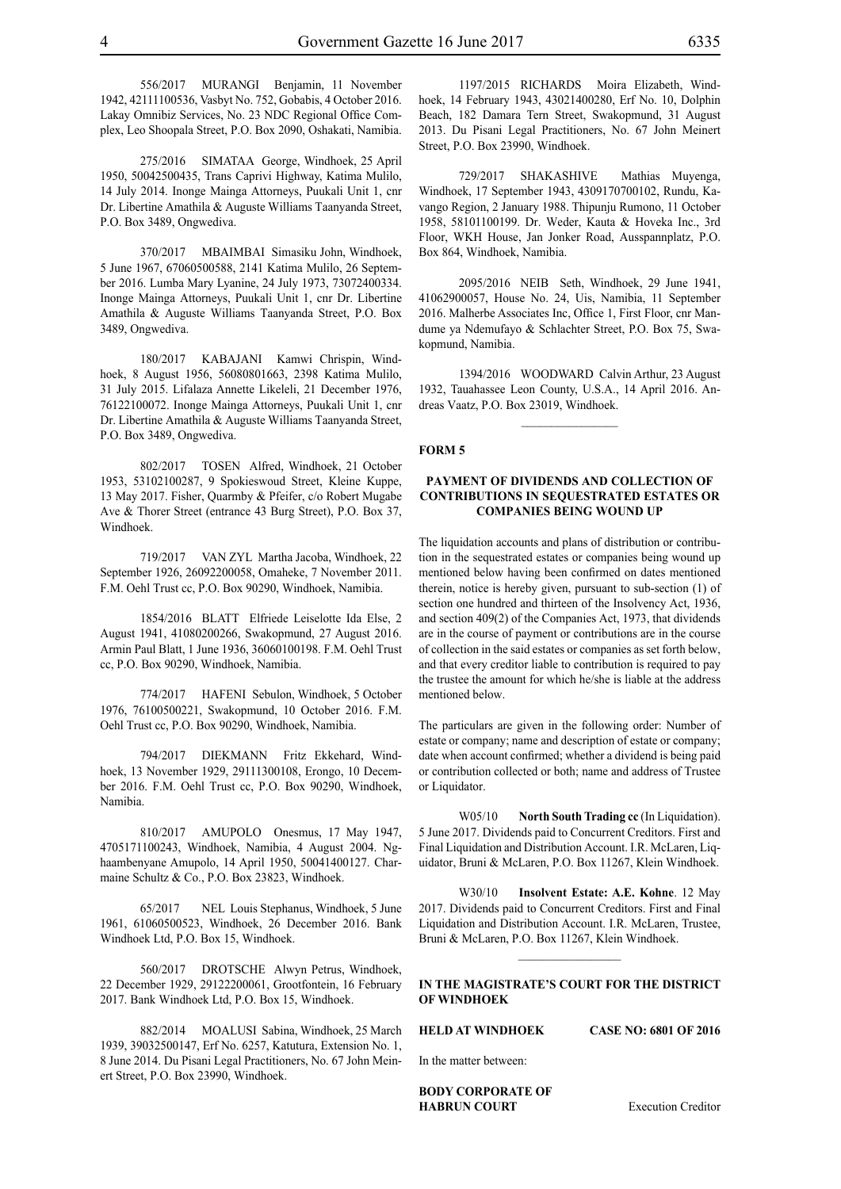556/2017 MURANGI Benjamin, 11 November 1942, 42111100536, Vasbyt No. 752, Gobabis, 4 October 2016. Lakay Omnibiz Services, No. 23 NDC Regional Office Complex, Leo Shoopala Street, P.O. Box 2090, Oshakati, Namibia.

275/2016 SIMATAA George, Windhoek, 25 April 1950, 50042500435, Trans Caprivi Highway, Katima Mulilo, 14 July 2014. Inonge Mainga Attorneys, Puukali Unit 1, cnr Dr. Libertine Amathila & Auguste Williams Taanyanda Street, P.O. Box 3489, Ongwediva.

370/2017 MBAIMBAI Simasiku John, Windhoek, 5 June 1967, 67060500588, 2141 Katima Mulilo, 26 September 2016. Lumba Mary Lyanine, 24 July 1973, 73072400334. Inonge Mainga Attorneys, Puukali Unit 1, cnr Dr. Libertine Amathila & Auguste Williams Taanyanda Street, P.O. Box 3489, Ongwediva.

180/2017 KABAJANI Kamwi Chrispin, Windhoek, 8 August 1956, 56080801663, 2398 Katima Mulilo, 31 July 2015. Lifalaza Annette Likeleli, 21 December 1976, 76122100072. Inonge Mainga Attorneys, Puukali Unit 1, cnr Dr. Libertine Amathila & Auguste Williams Taanyanda Street, P.O. Box 3489, Ongwediva.

802/2017 TOSEN Alfred, Windhoek, 21 October 1953, 53102100287, 9 Spokieswoud Street, Kleine Kuppe, 13 May 2017. Fisher, Quarmby & Pfeifer, c/o Robert Mugabe Ave & Thorer Street (entrance 43 Burg Street), P.O. Box 37, Windhoek.

719/2017 VAN ZYL Martha Jacoba, Windhoek, 22 September 1926, 26092200058, Omaheke, 7 November 2011. F.M. Oehl Trust cc, P.O. Box 90290, Windhoek, Namibia.

1854/2016 BLATT Elfriede Leiselotte Ida Else, 2 August 1941, 41080200266, Swakopmund, 27 August 2016. Armin Paul Blatt, 1 June 1936, 36060100198. F.M. Oehl Trust cc, P.O. Box 90290, Windhoek, Namibia.

774/2017 HAFENI Sebulon, Windhoek, 5 October 1976, 76100500221, Swakopmund, 10 October 2016. F.M. Oehl Trust cc, P.O. Box 90290, Windhoek, Namibia.

794/2017 DIEKMANN Fritz Ekkehard, Windhoek, 13 November 1929, 29111300108, Erongo, 10 December 2016. F.M. Oehl Trust cc, P.O. Box 90290, Windhoek, Namibia.

810/2017 AMUPOLO Onesmus, 17 May 1947, 4705171100243, Windhoek, Namibia, 4 August 2004. Nghaambenyane Amupolo, 14 April 1950, 50041400127. Charmaine Schultz & Co., P.O. Box 23823, Windhoek.

65/2017 NEL Louis Stephanus, Windhoek, 5 June 1961, 61060500523, Windhoek, 26 December 2016. Bank Windhoek Ltd, P.O. Box 15, Windhoek.

560/2017 DROTSCHE Alwyn Petrus, Windhoek, 22 December 1929, 29122200061, Grootfontein, 16 February 2017. Bank Windhoek Ltd, P.O. Box 15, Windhoek.

882/2014 MOALUSI Sabina, Windhoek, 25 March 1939, 39032500147, Erf No. 6257, Katutura, Extension No. 1, 8 June 2014. Du Pisani Legal Practitioners, No. 67 John Meinert Street, P.O. Box 23990, Windhoek.

1197/2015 RICHARDS Moira Elizabeth, Windhoek, 14 February 1943, 43021400280, Erf No. 10, Dolphin Beach, 182 Damara Tern Street, Swakopmund, 31 August 2013. Du Pisani Legal Practitioners, No. 67 John Meinert Street, P.O. Box 23990, Windhoek.

729/2017 SHAKASHIVE Mathias Muyenga, Windhoek, 17 September 1943, 4309170700102, Rundu, Kavango Region, 2 January 1988. Thipunju Rumono, 11 October 1958, 58101100199. Dr. Weder, Kauta & Hoveka Inc., 3rd Floor, WKH House, Jan Jonker Road, Ausspannplatz, P.O. Box 864, Windhoek, Namibia.

2095/2016 NEIB Seth, Windhoek, 29 June 1941, 41062900057, House No. 24, Uis, Namibia, 11 September 2016. Malherbe Associates Inc, Office 1, First Floor, cnr Mandume ya Ndemufayo & Schlachter Street, P.O. Box 75, Swakopmund, Namibia.

1394/2016 WOODWARD Calvin Arthur, 23 August 1932, Tauahassee Leon County, U.S.A., 14 April 2016. Andreas Vaatz, P.O. Box 23019, Windhoek.

---

**FORM 5**

**PAYMENT OF DIVIDENDS AND COLLECTION OF CONTRIBUTIONS IN SEQUESTRATED ESTATES OR COMPANIES BEING WOUND UP**

The liquidation accounts and plans of distribution or contribution in the sequestrated estates or companies being wound up mentioned below having been confirmed on dates mentioned therein, notice is hereby given, pursuant to sub-section (1) of section one hundred and thirteen of the Insolvency Act, 1936, and section 409(2) of the Companies Act, 1973, that dividends are in the course of payment or contributions are in the course of collection in the said estates or companies as set forth below, and that every creditor liable to contribution is required to pay the trustee the amount for which he/she is liable at the address mentioned below.

The particulars are given in the following order: Number of estate or company; name and description of estate or company; date when account confirmed; whether a dividend is being paid or contribution collected or both; name and address of Trustee or Liquidator.

W05/10 **North South Trading cc** (In Liquidation). 5 June 2017. Dividends paid to Concurrent Creditors. First and Final Liquidation and Distribution Account. I.R. McLaren, Liquidator, Bruni & McLaren, P.O. Box 11267, Klein Windhoek.

W30/10 **Insolvent Estate: A.E. Kohne**. 12 May 2017. Dividends paid to Concurrent Creditors. First and Final Liquidation and Distribution Account. I.R. McLaren, Trustee, Bruni & McLaren, P.O. Box 11267, Klein Windhoek.

---

**IN THE MAGISTRATE'S COURT FOR THE DISTRICT OF WINDHOEK**

**HELD AT WINDHOEK** **CASE NO: 6801 OF 2016**

In the matter between:

**BODY CORPORATE OF HABRUN COURT** Execution Creditor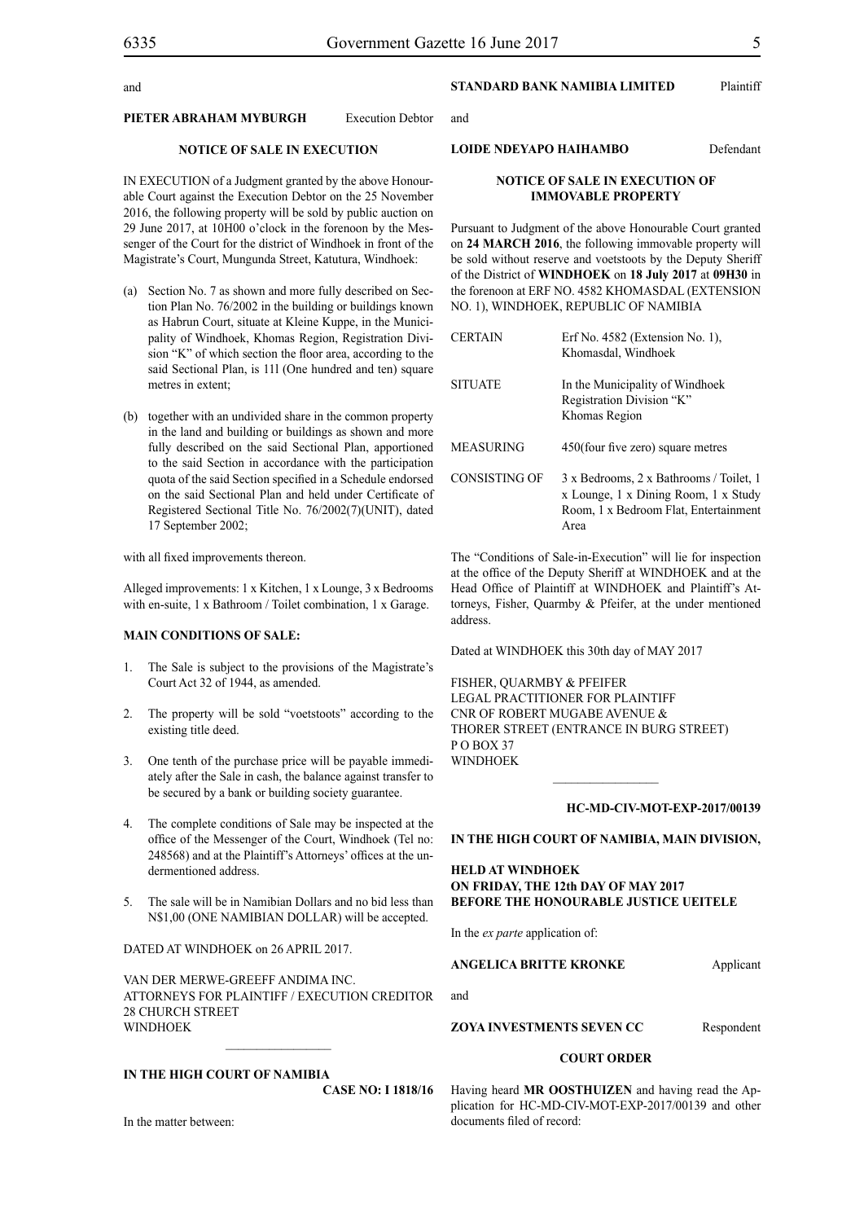and

**PIETER ABRAHAM MYBURGH** Execution Debtor

**NOTICE OF SALE IN EXECUTION**

IN EXECUTION of a Judgment granted by the above Honourable Court against the Execution Debtor on the 25 November 2016, the following property will be sold by public auction on 29 June 2017, at 10H00 o'clock in the forenoon by the Messenger of the Court for the district of Windhoek in front of the Magistrate's Court, Mungunda Street, Katutura, Windhoek:

(a) Section No. 7 as shown and more fully described on Section Plan No. 76/2002 in the building or buildings known as Habrun Court, situate at Kleine Kuppe, in the Municipality of Windhoek, Khomas Region, Registration Division "K" of which section the floor area, according to the said Sectional Plan, is 111 (One hundred and ten) square metres in extent;

(b) together with an undivided share in the common property in the land and building or buildings as shown and more fully described on the said Sectional Plan, apportioned to the said Section in accordance with the participation quota of the said Section specified in a Schedule endorsed on the said Sectional Plan and held under Certificate of Registered Sectional Title No. 76/2002(7)(UNIT), dated 17 September 2002;

with all fixed improvements thereon.

Alleged improvements: 1 x Kitchen, 1 x Lounge, 3 x Bedrooms with en-suite, 1 x Bathroom / Toilet combination, 1 x Garage.

**MAIN CONDITIONS OF SALE:**

1. The Sale is subject to the provisions of the Magistrate's Court Act 32 of 1944, as amended.
2. The property will be sold "voetstoots" according to the existing title deed.
3. One tenth of the purchase price will be payable immediately after the Sale in cash, the balance against transfer to be secured by a bank or building society guarantee.
4. The complete conditions of Sale may be inspected at the office of the Messenger of the Court, Windhoek (Tel no: 248568) and at the Plaintiff's Attorneys' offices at the undermentioned address.
5. The sale will be in Namibian Dollars and no bid less than N$1,00 (ONE NAMIBIAN DOLLAR) will be accepted.

DATED AT WINDHOEK on 26 APRIL 2017.

VAN DER MERWE-GREEFF ANDIMA INC.
ATTORNEYS FOR PLAINTIFF / EXECUTION CREDITOR
28 CHURCH STREET
WINDHOEK

---

**IN THE HIGH COURT OF NAMIBIA**

**CASE NO: I 1818/16**

In the matter between:

**STANDARD BANK NAMIBIA LIMITED** Plaintiff

and

**LOIDE NDEYAPO HAIHAMBO** Defendant

**NOTICE OF SALE IN EXECUTION OF IMMOVABLE PROPERTY**

Pursuant to Judgment of the above Honourable Court granted on **24 MARCH 2016**, the following immovable property will be sold without reserve and voetstoots by the Deputy Sheriff of the District of **WINDHOEK** on **18 July 2017** at **09H30** in the forenoon at ERF NO. 4582 KHOMASDAL (EXTENSION NO. 1), WINDHOEK, REPUBLIC OF NAMIBIA

| | |
|---|---|
| CERTAIN | Erf No. 4582 (Extension No. 1), Khomasdal, Windhoek |
| SITUATE | In the Municipality of Windhoek Registration Division "K" Khomas Region |
| MEASURING | 450(four five zero) square metres |
| CONSISTING OF | 3 x Bedrooms, 2 x Bathrooms / Toilet, 1 x Lounge, 1 x Dining Room, 1 x Study Room, 1 x Bedroom Flat, Entertainment Area |

The "Conditions of Sale-in-Execution" will lie for inspection at the office of the Deputy Sheriff at WINDHOEK and at the Head Office of Plaintiff at WINDHOEK and Plaintiff's Attorneys, Fisher, Quarmby & Pfeifer, at the under mentioned address.

Dated at WINDHOEK this 30th day of MAY 2017

FISHER, QUARMBY & PFEIFER
LEGAL PRACTITIONER FOR PLAINTIFF
CNR OF ROBERT MUGABE AVENUE &
THORER STREET (ENTRANCE IN BURG STREET)
P O BOX 37
WINDHOEK

---

**HC-MD-CIV-MOT-EXP-2017/00139**

**IN THE HIGH COURT OF NAMIBIA, MAIN DIVISION,**

**HELD AT WINDHOEK**
**ON FRIDAY, THE 12th DAY OF MAY 2017**
**BEFORE THE HONOURABLE JUSTICE UEITELE**

In the *ex parte* application of:

**ANGELICA BRITTE KRONKE** Applicant

and

**ZOYA INVESTMENTS SEVEN CC** Respondent

**COURT ORDER**

Having heard **MR OOSTHUIZEN** and having read the Application for HC-MD-CIV-MOT-EXP-2017/00139 and other documents filed of record: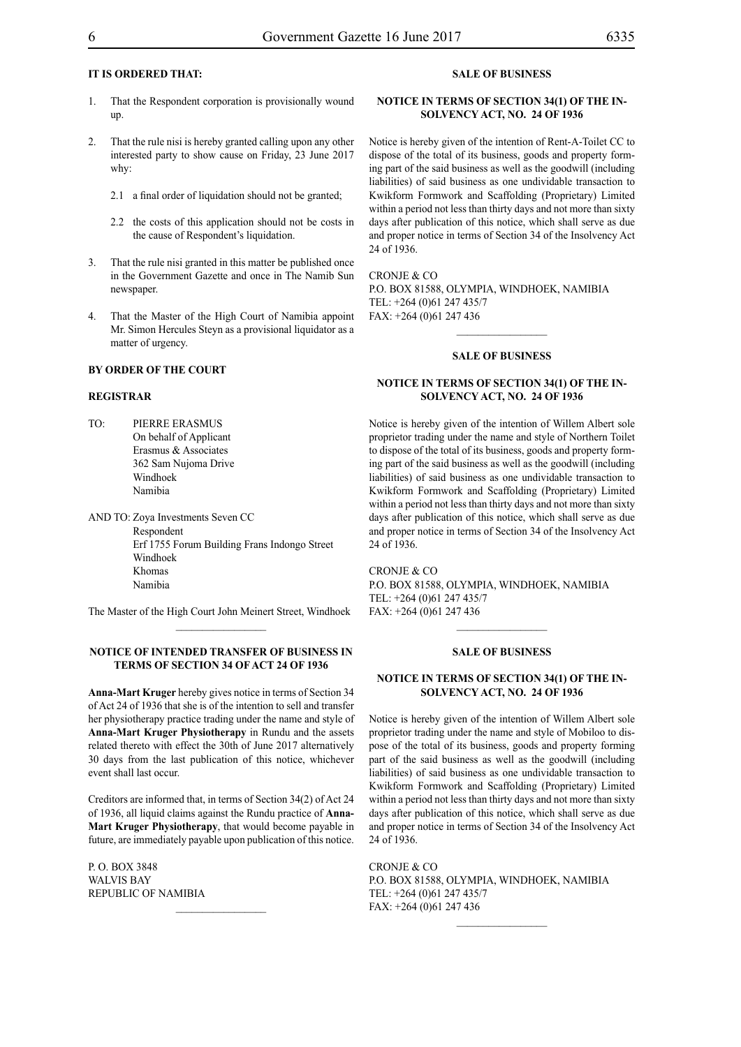**IT IS ORDERED THAT:**

1. That the Respondent corporation is provisionally wound up.

2. That the rule nisi is hereby granted calling upon any other interested party to show cause on Friday, 23 June 2017 why:

   2.1 a final order of liquidation should not be granted;

   2.2 the costs of this application should not be costs in the cause of Respondent's liquidation.

3. That the rule nisi granted in this matter be published once in the Government Gazette and once in The Namib Sun newspaper.

4. That the Master of the High Court of Namibia appoint Mr. Simon Hercules Steyn as a provisional liquidator as a matter of urgency.

**BY ORDER OF THE COURT**

**REGISTRAR**

TO: PIERRE ERASMUS
On behalf of Applicant
Erasmus & Associates
362 Sam Nujoma Drive
Windhoek
Namibia

AND TO: Zoya Investments Seven CC
Respondent
Erf 1755 Forum Building Frans Indongo Street
Windhoek
Khomas
Namibia

The Master of the High Court John Meinert Street, Windhoek

---

**NOTICE OF INTENDED TRANSFER OF BUSINESS IN TERMS OF SECTION 34 OF ACT 24 OF 1936**

**Anna-Mart Kruger** hereby gives notice in terms of Section 34 of Act 24 of 1936 that she is of the intention to sell and transfer her physiotherapy practice trading under the name and style of **Anna-Mart Kruger Physiotherapy** in Rundu and the assets related thereto with effect the 30th of June 2017 alternatively 30 days from the last publication of this notice, whichever event shall last occur.

Creditors are informed that, in terms of Section 34(2) of Act 24 of 1936, all liquid claims against the Rundu practice of **Anna-Mart Kruger Physiotherapy**, that would become payable in future, are immediately payable upon publication of this notice.

P. O. BOX 3848
WALVIS BAY
REPUBLIC OF NAMIBIA

---

**SALE OF BUSINESS**

**NOTICE IN TERMS OF SECTION 34(1) OF THE INSOLVENCY ACT, NO. 24 OF 1936**

Notice is hereby given of the intention of Rent-A-Toilet CC to dispose of the total of its business, goods and property forming part of the said business as well as the goodwill (including liabilities) of said business as one undividable transaction to Kwikform Formwork and Scaffolding (Proprietary) Limited within a period not less than thirty days and not more than sixty days after publication of this notice, which shall serve as due and proper notice in terms of Section 34 of the Insolvency Act 24 of 1936.

CRONJE & CO
P.O. BOX 81588, OLYMPIA, WINDHOEK, NAMIBIA
TEL: +264 (0)61 247 435/7
FAX: +264 (0)61 247 436

---

**SALE OF BUSINESS**

**NOTICE IN TERMS OF SECTION 34(1) OF THE INSOLVENCY ACT, NO. 24 OF 1936**

Notice is hereby given of the intention of Willem Albert sole proprietor trading under the name and style of Northern Toilet to dispose of the total of its business, goods and property forming part of the said business as well as the goodwill (including liabilities) of said business as one undividable transaction to Kwikform Formwork and Scaffolding (Proprietary) Limited within a period not less than thirty days and not more than sixty days after publication of this notice, which shall serve as due and proper notice in terms of Section 34 of the Insolvency Act 24 of 1936.

CRONJE & CO
P.O. BOX 81588, OLYMPIA, WINDHOEK, NAMIBIA
TEL: +264 (0)61 247 435/7
FAX: +264 (0)61 247 436

---

**SALE OF BUSINESS**

**NOTICE IN TERMS OF SECTION 34(1) OF THE INSOLVENCY ACT, NO. 24 OF 1936**

Notice is hereby given of the intention of Willem Albert sole proprietor trading under the name and style of Mobiloo to dispose of the total of its business, goods and property forming part of the said business as well as the goodwill (including liabilities) of said business as one undividable transaction to Kwikform Formwork and Scaffolding (Proprietary) Limited within a period not less than thirty days and not more than sixty days after publication of this notice, which shall serve as due and proper notice in terms of Section 34 of the Insolvency Act 24 of 1936.

CRONJE & CO
P.O. BOX 81588, OLYMPIA, WINDHOEK, NAMIBIA
TEL: +264 (0)61 247 435/7
FAX: +264 (0)61 247 436

---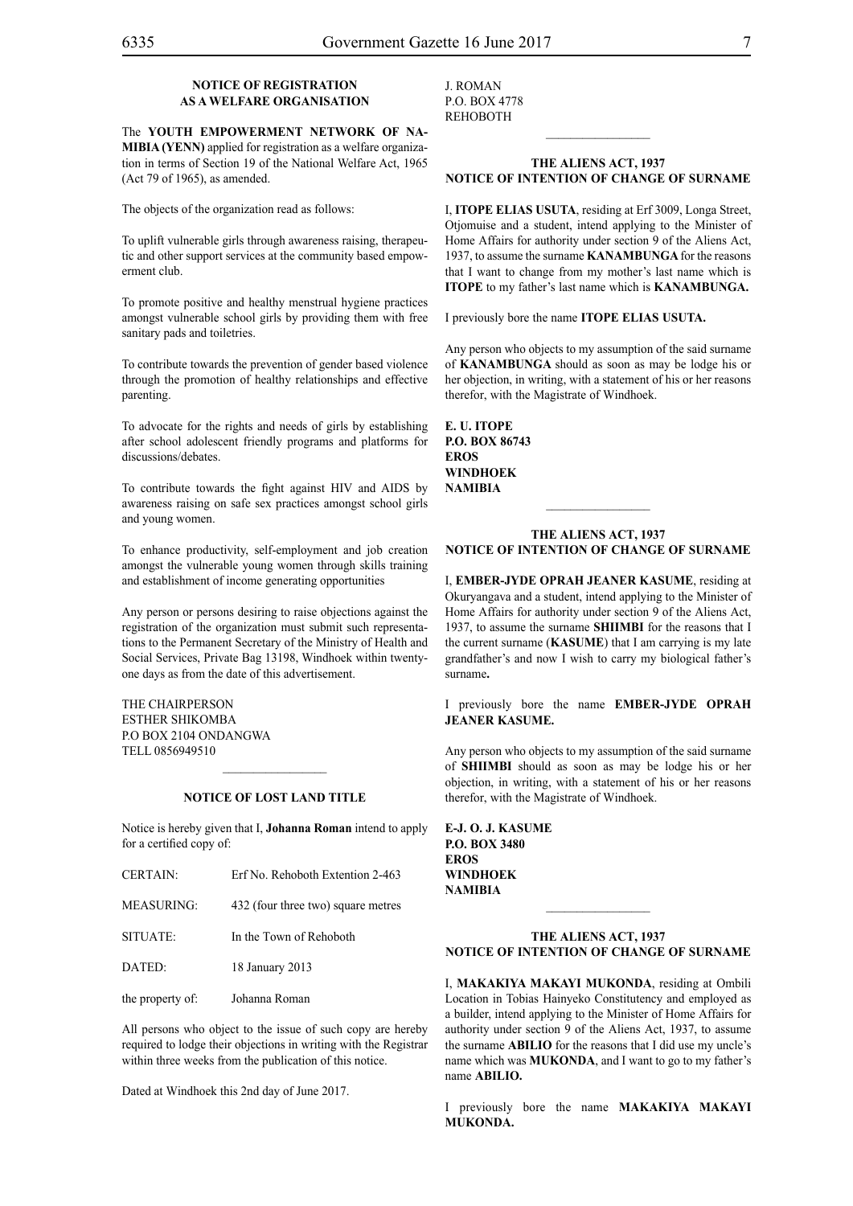**NOTICE OF REGISTRATION AS A WELFARE ORGANISATION**

The **YOUTH EMPOWERMENT NETWORK OF NAMIBIA (YENN)** applied for registration as a welfare organization in terms of Section 19 of the National Welfare Act, 1965 (Act 79 of 1965), as amended.

The objects of the organization read as follows:

To uplift vulnerable girls through awareness raising, therapeutic and other support services at the community based empowerment club.

To promote positive and healthy menstrual hygiene practices amongst vulnerable school girls by providing them with free sanitary pads and toiletries.

To contribute towards the prevention of gender based violence through the promotion of healthy relationships and effective parenting.

To advocate for the rights and needs of girls by establishing after school adolescent friendly programs and platforms for discussions/debates.

To contribute towards the fight against HIV and AIDS by awareness raising on safe sex practices amongst school girls and young women.

To enhance productivity, self-employment and job creation amongst the vulnerable young women through skills training and establishment of income generating opportunities

Any person or persons desiring to raise objections against the registration of the organization must submit such representations to the Permanent Secretary of the Ministry of Health and Social Services, Private Bag 13198, Windhoek within twenty-one days as from the date of this advertisement.

THE CHAIRPERSON
ESTHER SHIKOMBA
P.O BOX 2104 ONDANGWA
TELL 0856949510

---

**NOTICE OF LOST LAND TITLE**

Notice is hereby given that I, **Johanna Roman** intend to apply for a certified copy of:

| | |
|---|---|
| CERTAIN: | Erf No. Rehoboth Extention 2-463 |
| MEASURING: | 432 (four three two) square metres |
| SITUATE: | In the Town of Rehoboth |
| DATED: | 18 January 2013 |
| the property of: | Johanna Roman |

All persons who object to the issue of such copy are hereby required to lodge their objections in writing with the Registrar within three weeks from the publication of this notice.

Dated at Windhoek this 2nd day of June 2017.

J. ROMAN
P.O. BOX 4778
REHOBOTH

---

**THE ALIENS ACT, 1937**
**NOTICE OF INTENTION OF CHANGE OF SURNAME**

I, **ITOPE ELIAS USUTA**, residing at Erf 3009, Longa Street, Otjomuise and a student, intend applying to the Minister of Home Affairs for authority under section 9 of the Aliens Act, 1937, to assume the surname **KANAMBUNGA** for the reasons that I want to change from my mother's last name which is **ITOPE** to my father's last name which is **KANAMBUNGA.**

I previously bore the name **ITOPE ELIAS USUTA.**

Any person who objects to my assumption of the said surname of **KANAMBUNGA** should as soon as may be lodge his or her objection, in writing, with a statement of his or her reasons therefor, with the Magistrate of Windhoek.

**E. U. ITOPE**
**P.O. BOX 86743**
**EROS**
**WINDHOEK**
**NAMIBIA**

---

**THE ALIENS ACT, 1937**
**NOTICE OF INTENTION OF CHANGE OF SURNAME**

I, **EMBER-JYDE OPRAH JEANER KASUME**, residing at Okuryangava and a student, intend applying to the Minister of Home Affairs for authority under section 9 of the Aliens Act, 1937, to assume the surname **SHIIMBI** for the reasons that I the current surname (**KASUME**) that I am carrying is my late grandfather's and now I wish to carry my biological father's surname**.**

I previously bore the name **EMBER-JYDE OPRAH JEANER KASUME.**

Any person who objects to my assumption of the said surname of **SHIIMBI** should as soon as may be lodge his or her objection, in writing, with a statement of his or her reasons therefor, with the Magistrate of Windhoek.

**E-J. O. J. KASUME**
**P.O. BOX 3480**
**EROS**
**WINDHOEK**
**NAMIBIA**

---

**THE ALIENS ACT, 1937**
**NOTICE OF INTENTION OF CHANGE OF SURNAME**

I, **MAKAKIYA MAKAYI MUKONDA**, residing at Ombili Location in Tobias Hainyeko Constitutency and employed as a builder, intend applying to the Minister of Home Affairs for authority under section 9 of the Aliens Act, 1937, to assume the surname **ABILIO** for the reasons that I did use my uncle's name which was **MUKONDA**, and I want to go to my father's name **ABILIO.**

I previously bore the name **MAKAKIYA MAKAYI MUKONDA.**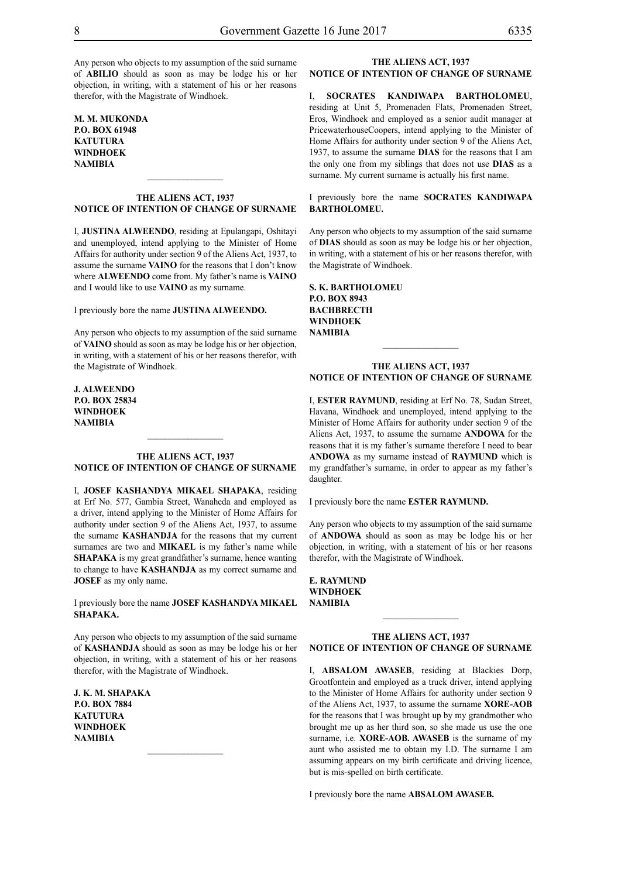Any person who objects to my assumption of the said surname of **ABILIO** should as soon as may be lodge his or her objection, in writing, with a statement of his or her reasons therefor, with the Magistrate of Windhoek.

**M. M. MUKONDA**
**P.O. BOX 61948**
**KATUTURA**
**WINDHOEK**
**NAMIBIA**

---

### THE ALIENS ACT, 1937
### NOTICE OF INTENTION OF CHANGE OF SURNAME

I, **JUSTINA ALWEENDO**, residing at Epulangapi, Oshitayi and unemployed, intend applying to the Minister of Home Affairs for authority under section 9 of the Aliens Act, 1937, to assume the surname **VAINO** for the reasons that I don't know where **ALWEENDO** come from. My father's name is **VAINO** and I would like to use **VAINO** as my surname.

I previously bore the name **JUSTINA ALWEENDO.**

Any person who objects to my assumption of the said surname of **VAINO** should as soon as may be lodge his or her objection, in writing, with a statement of his or her reasons therefor, with the Magistrate of Windhoek.

**J. ALWEENDO**
**P.O. BOX 25834**
**WINDHOEK**
**NAMIBIA**

---

### THE ALIENS ACT, 1937
### NOTICE OF INTENTION OF CHANGE OF SURNAME

I, **JOSEF KASHANDYA MIKAEL SHAPAKA**, residing at Erf No. 577, Gambia Street, Wanaheda and employed as a driver, intend applying to the Minister of Home Affairs for authority under section 9 of the Aliens Act, 1937, to assume the surname **KASHANDJA** for the reasons that my current surnames are two and **MIKAEL** is my father's name while **SHAPAKA** is my great grandfather's surname, hence wanting to change to have **KASHANDJA** as my correct surname and **JOSEF** as my only name.

I previously bore the name **JOSEF KASHANDYA MIKAEL SHAPAKA.**

Any person who objects to my assumption of the said surname of **KASHANDJA** should as soon as may be lodge his or her objection, in writing, with a statement of his or her reasons therefor, with the Magistrate of Windhoek.

**J. K. M. SHAPAKA**
**P.O. BOX 7884**
**KATUTURA**
**WINDHOEK**
**NAMIBIA**

---

### THE ALIENS ACT, 1937
### NOTICE OF INTENTION OF CHANGE OF SURNAME

I, **SOCRATES KANDIWAPA BARTHOLOMEU**, residing at Unit 5, Promenaden Flats, Promenaden Street, Eros, Windhoek and employed as a senior audit manager at PricewaterhouseCoopers, intend applying to the Minister of Home Affairs for authority under section 9 of the Aliens Act, 1937, to assume the surname **DIAS** for the reasons that I am the only one from my siblings that does not use **DIAS** as a surname. My current surname is actually his first name.

I previously bore the name **SOCRATES KANDIWAPA BARTHOLOMEU.**

Any person who objects to my assumption of the said surname of **DIAS** should as soon as may be lodge his or her objection, in writing, with a statement of his or her reasons therefor, with the Magistrate of Windhoek.

**S. K. BARTHOLOMEU**
**P.O. BOX 8943**
**BACHBRECTH**
**WINDHOEK**
**NAMIBIA**

---

### THE ALIENS ACT, 1937
### NOTICE OF INTENTION OF CHANGE OF SURNAME

I, **ESTER RAYMUND**, residing at Erf No. 78, Sudan Street, Havana, Windhoek and unemployed, intend applying to the Minister of Home Affairs for authority under section 9 of the Aliens Act, 1937, to assume the surname **ANDOWA** for the reasons that it is my father's surname therefore I need to bear **ANDOWA** as my surname instead of **RAYMUND** which is my grandfather's surname, in order to appear as my father's daughter.

I previously bore the name **ESTER RAYMUND.**

Any person who objects to my assumption of the said surname of **ANDOWA** should as soon as may be lodge his or her objection, in writing, with a statement of his or her reasons therefor, with the Magistrate of Windhoek.

**E. RAYMUND**
**WINDHOEK**
**NAMIBIA**

---

### THE ALIENS ACT, 1937
### NOTICE OF INTENTION OF CHANGE OF SURNAME

I, **ABSALOM AWASEB**, residing at Blackies Dorp, Grootfontein and employed as a truck driver, intend applying to the Minister of Home Affairs for authority under section 9 of the Aliens Act, 1937, to assume the surname **XORE-AOB** for the reasons that I was brought up by my grandmother who brought me up as her third son, so she made us use the one surname, i.e. **XORE-AOB. AWASEB** is the surname of my aunt who assisted me to obtain my I.D. The surname I am assuming appears on my birth certificate and driving licence, but is mis-spelled on birth certificate.

I previously bore the name **ABSALOM AWASEB.**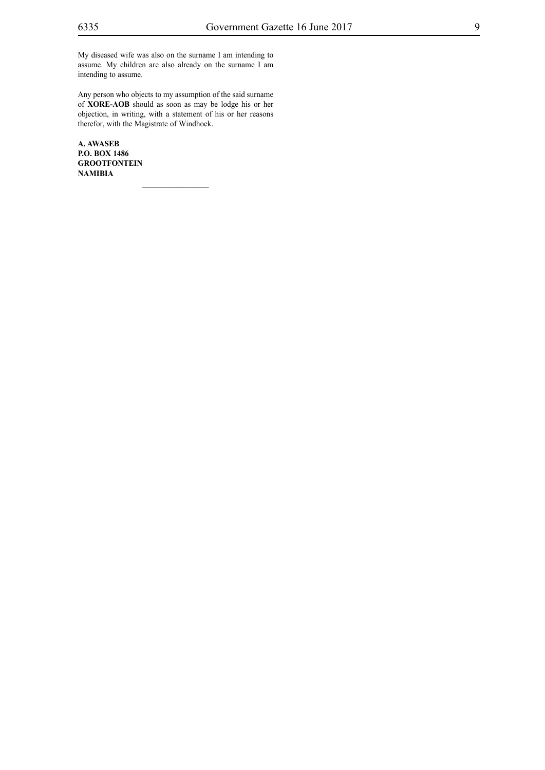My diseased wife was also on the surname I am intending to assume. My children are also already on the surname I am intending to assume.

Any person who objects to my assumption of the said surname of **XORE-AOB** should as soon as may be lodge his or her objection, in writing, with a statement of his or her reasons therefor, with the Magistrate of Windhoek.

**A. AWASEB**
**P.O. BOX 1486**
**GROOTFONTEIN**
**NAMIBIA**

________________